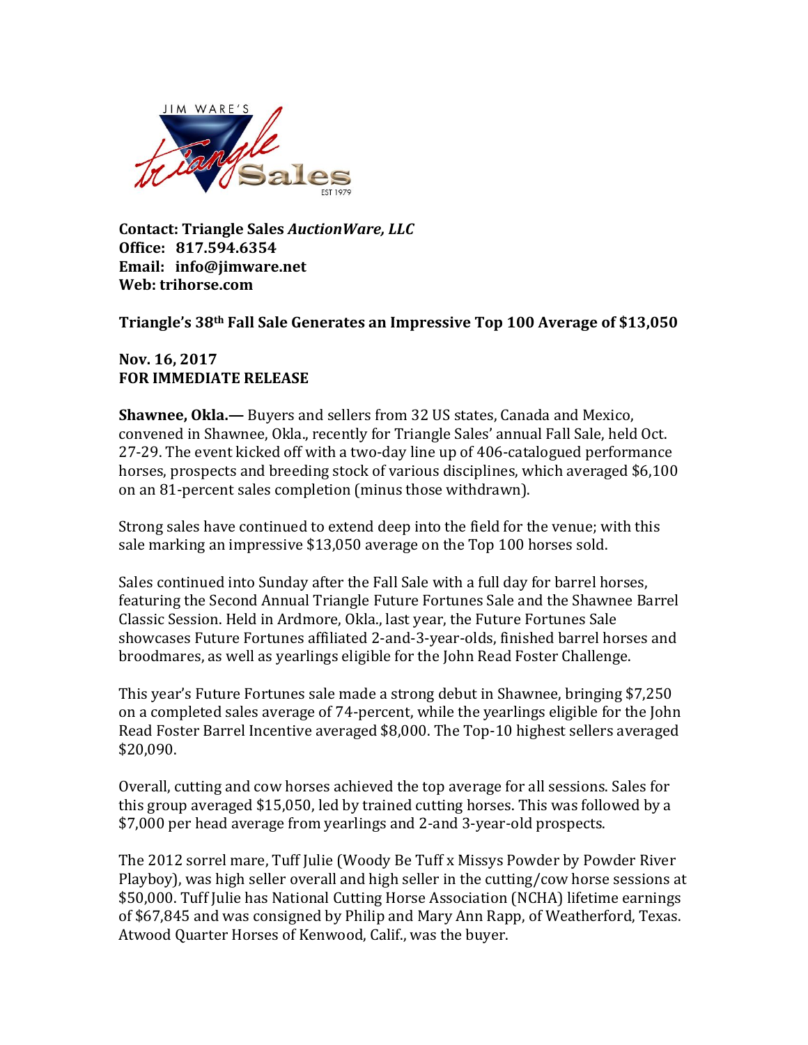**Contact: Triangle Sales *AuctionWare, LLC***
**Office: 817.594.6354**
**Email: info@jimware.net**
**Web: trihorse.com**

**Triangle's 38th Fall Sale Generates an Impressive Top 100 Average of $13,050**

**Nov. 16, 2017**
**FOR IMMEDIATE RELEASE**

**Shawnee, Okla.—** Buyers and sellers from 32 US states, Canada and Mexico, convened in Shawnee, Okla., recently for Triangle Sales' annual Fall Sale, held Oct. 27-29. The event kicked off with a two-day line up of 406-catalogued performance horses, prospects and breeding stock of various disciplines, which averaged $6,100 on an 81-percent sales completion (minus those withdrawn).

Strong sales have continued to extend deep into the field for the venue; with this sale marking an impressive $13,050 average on the Top 100 horses sold.

Sales continued into Sunday after the Fall Sale with a full day for barrel horses, featuring the Second Annual Triangle Future Fortunes Sale and the Shawnee Barrel Classic Session. Held in Ardmore, Okla., last year, the Future Fortunes Sale showcases Future Fortunes affiliated 2-and-3-year-olds, finished barrel horses and broodmares, as well as yearlings eligible for the John Read Foster Challenge.

This year's Future Fortunes sale made a strong debut in Shawnee, bringing $7,250 on a completed sales average of 74-percent, while the yearlings eligible for the John Read Foster Barrel Incentive averaged $8,000. The Top-10 highest sellers averaged $20,090.

Overall, cutting and cow horses achieved the top average for all sessions. Sales for this group averaged $15,050, led by trained cutting horses. This was followed by a $7,000 per head average from yearlings and 2-and 3-year-old prospects.

The 2012 sorrel mare, Tuff Julie (Woody Be Tuff x Missys Powder by Powder River Playboy), was high seller overall and high seller in the cutting/cow horse sessions at $50,000. Tuff Julie has National Cutting Horse Association (NCHA) lifetime earnings of $67,845 and was consigned by Philip and Mary Ann Rapp, of Weatherford, Texas. Atwood Quarter Horses of Kenwood, Calif., was the buyer.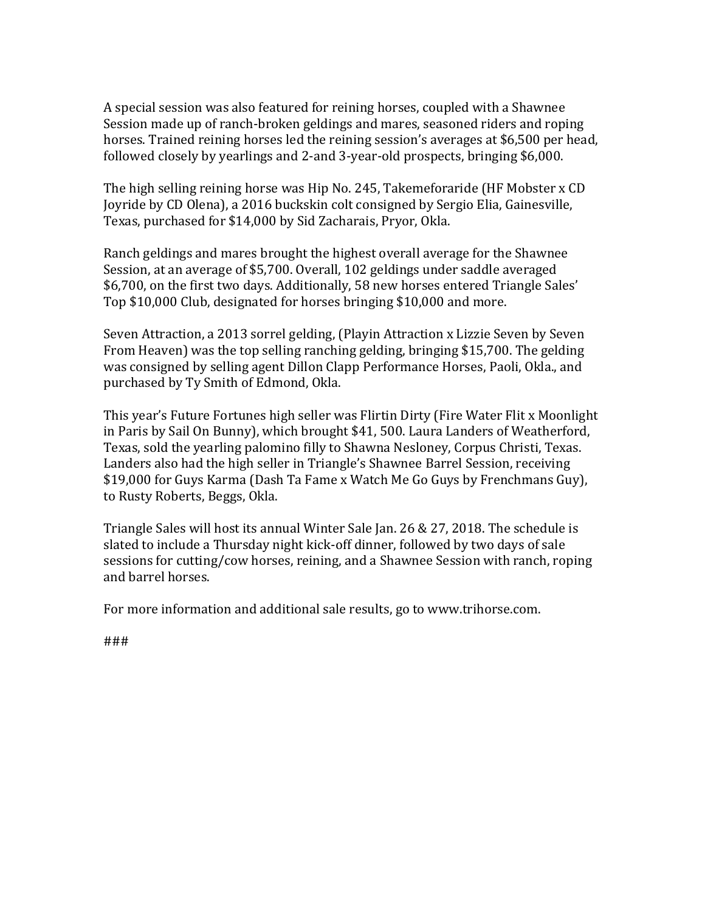A special session was also featured for reining horses, coupled with a Shawnee Session made up of ranch-broken geldings and mares, seasoned riders and roping horses. Trained reining horses led the reining session's averages at $6,500 per head, followed closely by yearlings and 2-and 3-year-old prospects, bringing $6,000.

The high selling reining horse was Hip No. 245, Takemeforaride (HF Mobster x CD Joyride by CD Olena), a 2016 buckskin colt consigned by Sergio Elia, Gainesville, Texas, purchased for $14,000 by Sid Zacharais, Pryor, Okla.

Ranch geldings and mares brought the highest overall average for the Shawnee Session, at an average of $5,700. Overall, 102 geldings under saddle averaged $6,700, on the first two days. Additionally, 58 new horses entered Triangle Sales' Top $10,000 Club, designated for horses bringing $10,000 and more.

Seven Attraction, a 2013 sorrel gelding, (Playin Attraction x Lizzie Seven by Seven From Heaven) was the top selling ranching gelding, bringing $15,700. The gelding was consigned by selling agent Dillon Clapp Performance Horses, Paoli, Okla., and purchased by Ty Smith of Edmond, Okla.

This year's Future Fortunes high seller was Flirtin Dirty (Fire Water Flit x Moonlight in Paris by Sail On Bunny), which brought $41, 500. Laura Landers of Weatherford, Texas, sold the yearling palomino filly to Shawna Nesloney, Corpus Christi, Texas. Landers also had the high seller in Triangle's Shawnee Barrel Session, receiving $19,000 for Guys Karma (Dash Ta Fame x Watch Me Go Guys by Frenchmans Guy), to Rusty Roberts, Beggs, Okla.

Triangle Sales will host its annual Winter Sale Jan. 26 & 27, 2018. The schedule is slated to include a Thursday night kick-off dinner, followed by two days of sale sessions for cutting/cow horses, reining, and a Shawnee Session with ranch, roping and barrel horses.

For more information and additional sale results, go to www.trihorse.com.

###